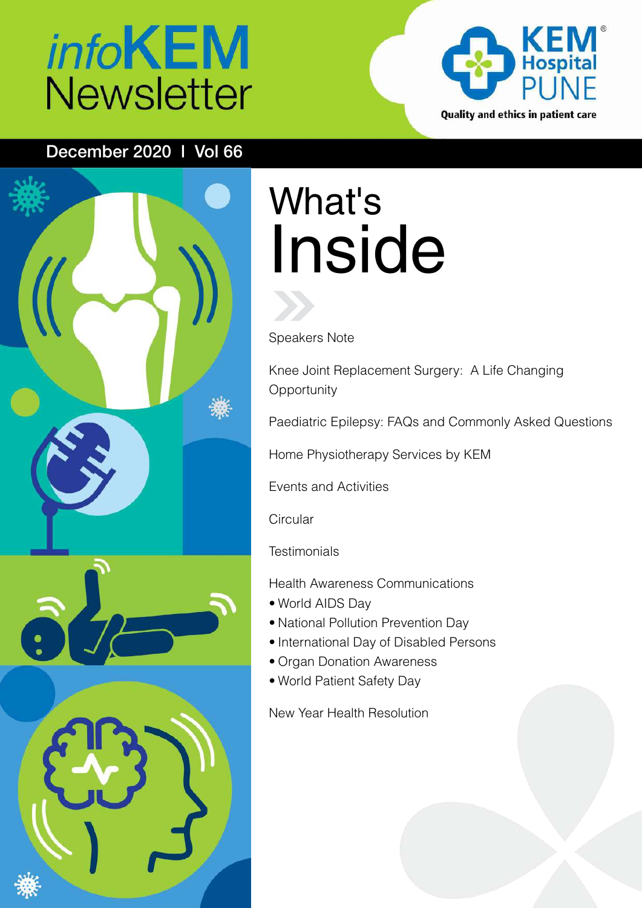# infoKEM Newsletter

KEM Hospital PUNE

Quality and ethics in patient care

December 2020 I Vol 66

# What's Inside

Speakers Note

Knee Joint Replacement Surgery: A Life Changing Opportunity

Paediatric Epilepsy: FAQs and Commonly Asked Questions

Home Physiotherapy Services by KEM

Events and Activities

Circular

Testimonials

Health Awareness Communications

- World AIDS Day
- National Pollution Prevention Day
- International Day of Disabled Persons
- Organ Donation Awareness
- World Patient Safety Day

New Year Health Resolution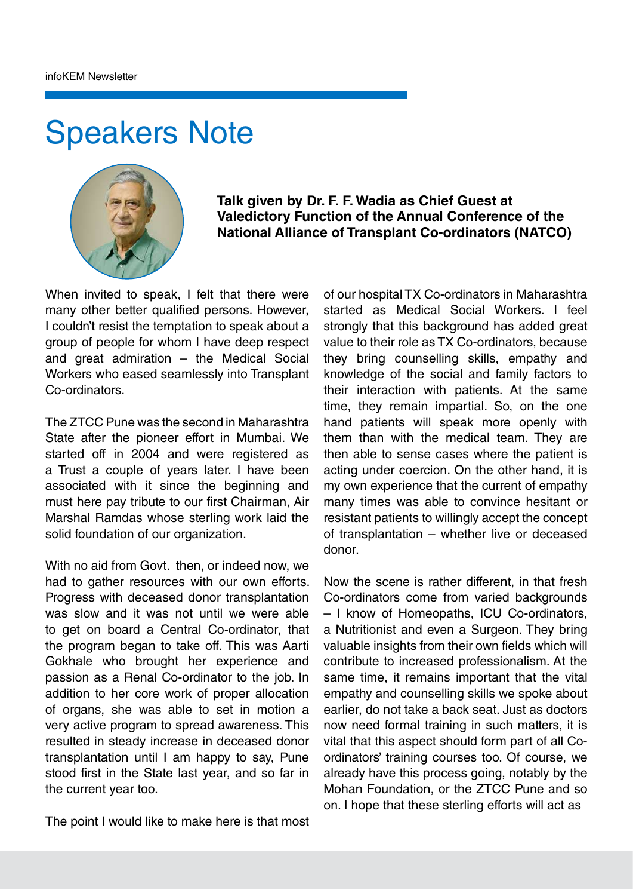# Speakers Note

**Talk given by Dr. F. F. Wadia as Chief Guest at Valedictory Function of the Annual Conference of the National Alliance of Transplant Co-ordinators (NATCO)**

When invited to speak, I felt that there were many other better qualified persons. However, I couldn't resist the temptation to speak about a group of people for whom I have deep respect and great admiration – the Medical Social Workers who eased seamlessly into Transplant Co-ordinators.

The ZTCC Pune was the second in Maharashtra State after the pioneer effort in Mumbai. We started off in 2004 and were registered as a Trust a couple of years later. I have been associated with it since the beginning and must here pay tribute to our first Chairman, Air Marshal Ramdas whose sterling work laid the solid foundation of our organization.

With no aid from Govt. then, or indeed now, we had to gather resources with our own efforts. Progress with deceased donor transplantation was slow and it was not until we were able to get on board a Central Co-ordinator, that the program began to take off. This was Aarti Gokhale who brought her experience and passion as a Renal Co-ordinator to the job. In addition to her core work of proper allocation of organs, she was able to set in motion a very active program to spread awareness. This resulted in steady increase in deceased donor transplantation until I am happy to say, Pune stood first in the State last year, and so far in the current year too.

The point I would like to make here is that most of our hospital TX Co-ordinators in Maharashtra started as Medical Social Workers. I feel strongly that this background has added great value to their role as TX Co-ordinators, because they bring counselling skills, empathy and knowledge of the social and family factors to their interaction with patients. At the same time, they remain impartial. So, on the one hand patients will speak more openly with them than with the medical team. They are then able to sense cases where the patient is acting under coercion. On the other hand, it is my own experience that the current of empathy many times was able to convince hesitant or resistant patients to willingly accept the concept of transplantation – whether live or deceased donor.

Now the scene is rather different, in that fresh Co-ordinators come from varied backgrounds – I know of Homeopaths, ICU Co-ordinators, a Nutritionist and even a Surgeon. They bring valuable insights from their own fields which will contribute to increased professionalism. At the same time, it remains important that the vital empathy and counselling skills we spoke about earlier, do not take a back seat. Just as doctors now need formal training in such matters, it is vital that this aspect should form part of all Co-ordinators' training courses too. Of course, we already have this process going, notably by the Mohan Foundation, or the ZTCC Pune and so on. I hope that these sterling efforts will act as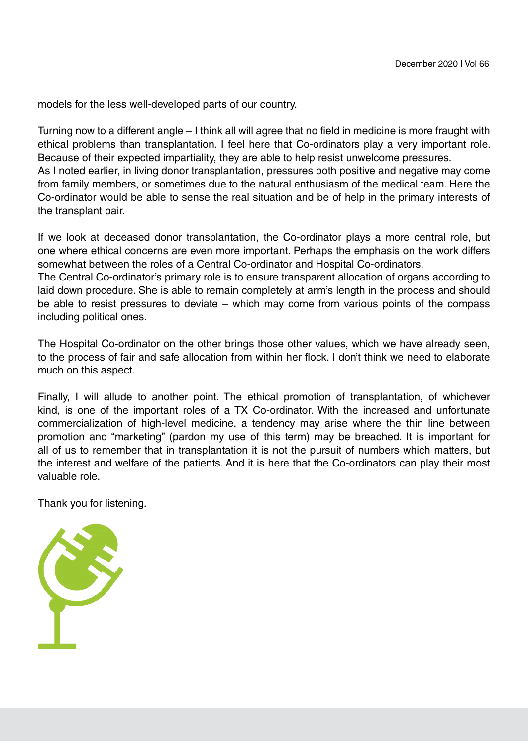models for the less well-developed parts of our country.

Turning now to a different angle – I think all will agree that no field in medicine is more fraught with ethical problems than transplantation. I feel here that Co-ordinators play a very important role. Because of their expected impartiality, they are able to help resist unwelcome pressures.
As I noted earlier, in living donor transplantation, pressures both positive and negative may come from family members, or sometimes due to the natural enthusiasm of the medical team. Here the Co-ordinator would be able to sense the real situation and be of help in the primary interests of the transplant pair.

If we look at deceased donor transplantation, the Co-ordinator plays a more central role, but one where ethical concerns are even more important. Perhaps the emphasis on the work differs somewhat between the roles of a Central Co-ordinator and Hospital Co-ordinators.
The Central Co-ordinator's primary role is to ensure transparent allocation of organs according to laid down procedure. She is able to remain completely at arm's length in the process and should be able to resist pressures to deviate – which may come from various points of the compass including political ones.

The Hospital Co-ordinator on the other brings those other values, which we have already seen, to the process of fair and safe allocation from within her flock. I don't think we need to elaborate much on this aspect.

Finally, I will allude to another point. The ethical promotion of transplantation, of whichever kind, is one of the important roles of a TX Co-ordinator. With the increased and unfortunate commercialization of high-level medicine, a tendency may arise where the thin line between promotion and "marketing" (pardon my use of this term) may be breached. It is important for all of us to remember that in transplantation it is not the pursuit of numbers which matters, but the interest and welfare of the patients. And it is here that the Co-ordinators can play their most valuable role.

Thank you for listening.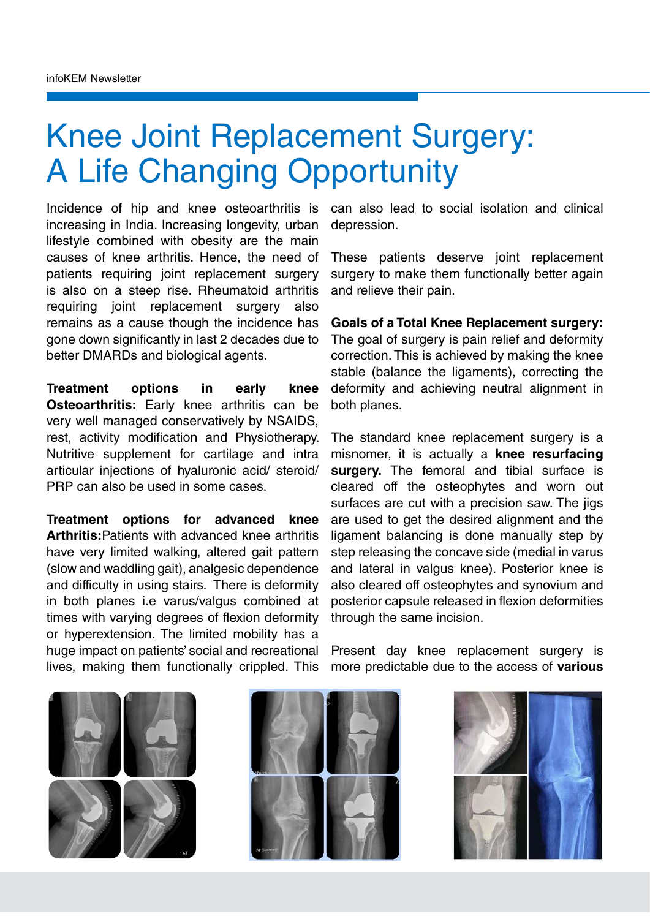# Knee Joint Replacement Surgery: A Life Changing Opportunity

Incidence of hip and knee osteoarthritis is increasing in India. Increasing longevity, urban lifestyle combined with obesity are the main causes of knee arthritis. Hence, the need of patients requiring joint replacement surgery is also on a steep rise. Rheumatoid arthritis requiring joint replacement surgery also remains as a cause though the incidence has gone down significantly in last 2 decades due to better DMARDs and biological agents.

**Treatment options in early knee Osteoarthritis:** Early knee arthritis can be very well managed conservatively by NSAIDS, rest, activity modification and Physiotherapy. Nutritive supplement for cartilage and intra articular injections of hyaluronic acid/ steroid/ PRP can also be used in some cases.

**Treatment options for advanced knee Arthritis:**Patients with advanced knee arthritis have very limited walking, altered gait pattern (slow and waddling gait), analgesic dependence and difficulty in using stairs. There is deformity in both planes i.e varus/valgus combined at times with varying degrees of flexion deformity or hyperextension. The limited mobility has a huge impact on patients' social and recreational lives, making them functionally crippled. This can also lead to social isolation and clinical depression.

These patients deserve joint replacement surgery to make them functionally better again and relieve their pain.

**Goals of a Total Knee Replacement surgery:** The goal of surgery is pain relief and deformity correction. This is achieved by making the knee stable (balance the ligaments), correcting the deformity and achieving neutral alignment in both planes.

The standard knee replacement surgery is a misnomer, it is actually a **knee resurfacing surgery.** The femoral and tibial surface is cleared off the osteophytes and worn out surfaces are cut with a precision saw. The jigs are used to get the desired alignment and the ligament balancing is done manually step by step releasing the concave side (medial in varus and lateral in valgus knee). Posterior knee is also cleared off osteophytes and synovium and posterior capsule released in flexion deformities through the same incision.

Present day knee replacement surgery is more predictable due to the access of **various**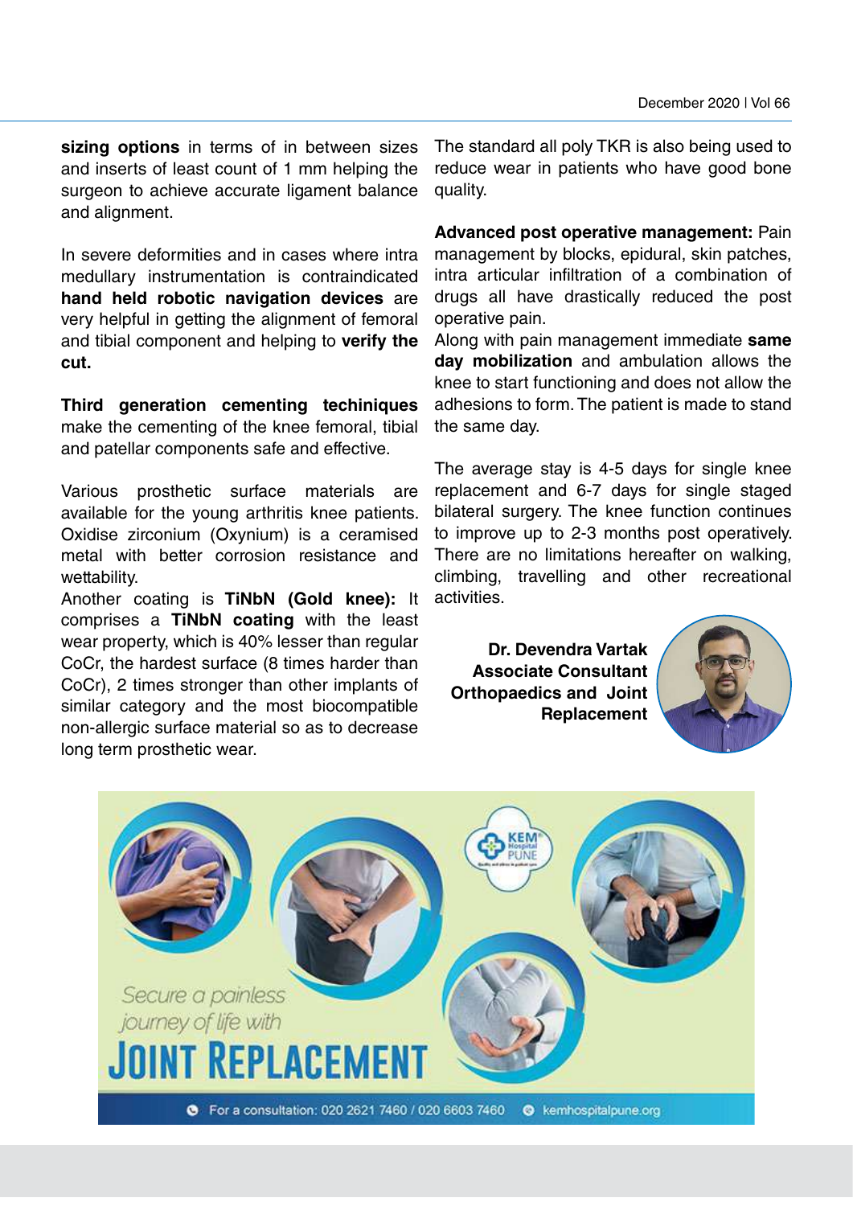**sizing options** in terms of in between sizes and inserts of least count of 1 mm helping the surgeon to achieve accurate ligament balance and alignment.

In severe deformities and in cases where intra medullary instrumentation is contraindicated **hand held robotic navigation devices** are very helpful in getting the alignment of femoral and tibial component and helping to **verify the cut.**

**Third generation cementing techiniques** make the cementing of the knee femoral, tibial and patellar components safe and effective.

Various prosthetic surface materials are available for the young arthritis knee patients. Oxidise zirconium (Oxynium) is a ceramised metal with better corrosion resistance and wettability.

Another coating is **TiNbN (Gold knee):** It comprises a **TiNbN coating** with the least wear property, which is 40% lesser than regular CoCr, the hardest surface (8 times harder than CoCr), 2 times stronger than other implants of similar category and the most biocompatible non-allergic surface material so as to decrease long term prosthetic wear.

The standard all poly TKR is also being used to reduce wear in patients who have good bone quality.

**Advanced post operative management:** Pain management by blocks, epidural, skin patches, intra articular infiltration of a combination of drugs all have drastically reduced the post operative pain.

Along with pain management immediate **same day mobilization** and ambulation allows the knee to start functioning and does not allow the adhesions to form. The patient is made to stand the same day.

The average stay is 4-5 days for single knee replacement and 6-7 days for single staged bilateral surgery. The knee function continues to improve up to 2-3 months post operatively. There are no limitations hereafter on walking, climbing, travelling and other recreational activities.

**Dr. Devendra Vartak**
**Associate Consultant**
**Orthopaedics and Joint Replacement**

Secure a painless journey of life with

**JOINT REPLACEMENT**

For a consultation: 020 2621 7460 / 020 6603 7460 kemhospitalpune.org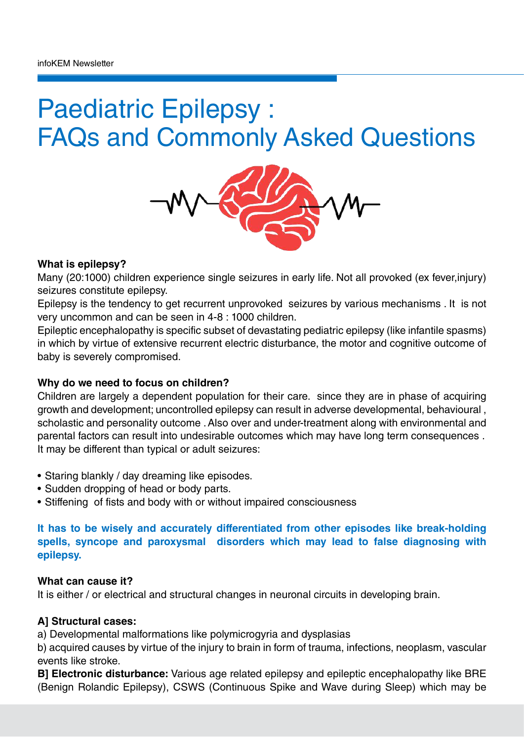# Paediatric Epilepsy : FAQs and Commonly Asked Questions

**What is epilepsy?**

Many (20:1000) children experience single seizures in early life. Not all provoked (ex fever,injury) seizures constitute epilepsy.

Epilepsy is the tendency to get recurrent unprovoked seizures by various mechanisms . It is not very uncommon and can be seen in 4-8 : 1000 children.

Epileptic encephalopathy is specific subset of devastating pediatric epilepsy (like infantile spasms) in which by virtue of extensive recurrent electric disturbance, the motor and cognitive outcome of baby is severely compromised.

**Why do we need to focus on children?**

Children are largely a dependent population for their care. since they are in phase of acquiring growth and development; uncontrolled epilepsy can result in adverse developmental, behavioural , scholastic and personality outcome . Also over and under-treatment along with environmental and parental factors can result into undesirable outcomes which may have long term consequences . It may be different than typical or adult seizures:

- Staring blankly / day dreaming like episodes.
- Sudden dropping of head or body parts.
- Stiffening of fists and body with or without impaired consciousness

**It has to be wisely and accurately differentiated from other episodes like break-holding spells, syncope and paroxysmal disorders which may lead to false diagnosing with epilepsy.**

**What can cause it?**

It is either / or electrical and structural changes in neuronal circuits in developing brain.

**A] Structural cases:**

a) Developmental malformations like polymicrogyria and dysplasias

b) acquired causes by virtue of the injury to brain in form of trauma, infections, neoplasm, vascular events like stroke.

**B] Electronic disturbance:** Various age related epilepsy and epileptic encephalopathy like BRE (Benign Rolandic Epilepsy), CSWS (Continuous Spike and Wave during Sleep) which may be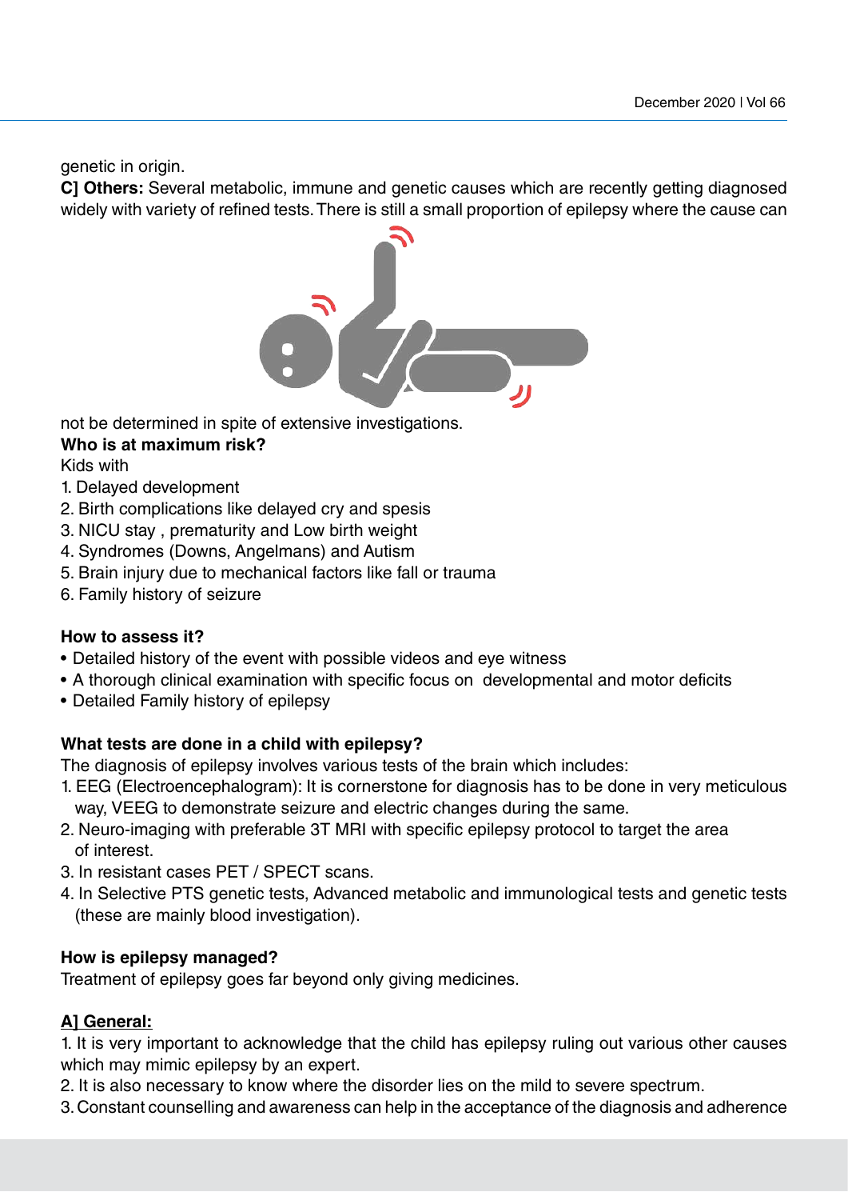genetic in origin.

**C] Others:** Several metabolic, immune and genetic causes which are recently getting diagnosed widely with variety of refined tests. There is still a small proportion of epilepsy where the cause can not be determined in spite of extensive investigations.

**Who is at maximum risk?**

Kids with

1. Delayed development
2. Birth complications like delayed cry and spesis
3. NICU stay , prematurity and Low birth weight
4. Syndromes (Downs, Angelmans) and Autism
5. Brain injury due to mechanical factors like fall or trauma
6. Family history of seizure

**How to assess it?**

- Detailed history of the event with possible videos and eye witness
- A thorough clinical examination with specific focus on developmental and motor deficits
- Detailed Family history of epilepsy

**What tests are done in a child with epilepsy?**

The diagnosis of epilepsy involves various tests of the brain which includes:

1. EEG (Electroencephalogram): It is cornerstone for diagnosis has to be done in very meticulous way, VEEG to demonstrate seizure and electric changes during the same.
2. Neuro-imaging with preferable 3T MRI with specific epilepsy protocol to target the area of interest.
3. In resistant cases PET / SPECT scans.
4. In Selective PTS genetic tests, Advanced metabolic and immunological tests and genetic tests (these are mainly blood investigation).

**How is epilepsy managed?**

Treatment of epilepsy goes far beyond only giving medicines.

**<u>A] General:</u>**

1. It is very important to acknowledge that the child has epilepsy ruling out various other causes which may mimic epilepsy by an expert.
2. It is also necessary to know where the disorder lies on the mild to severe spectrum.
3. Constant counselling and awareness can help in the acceptance of the diagnosis and adherence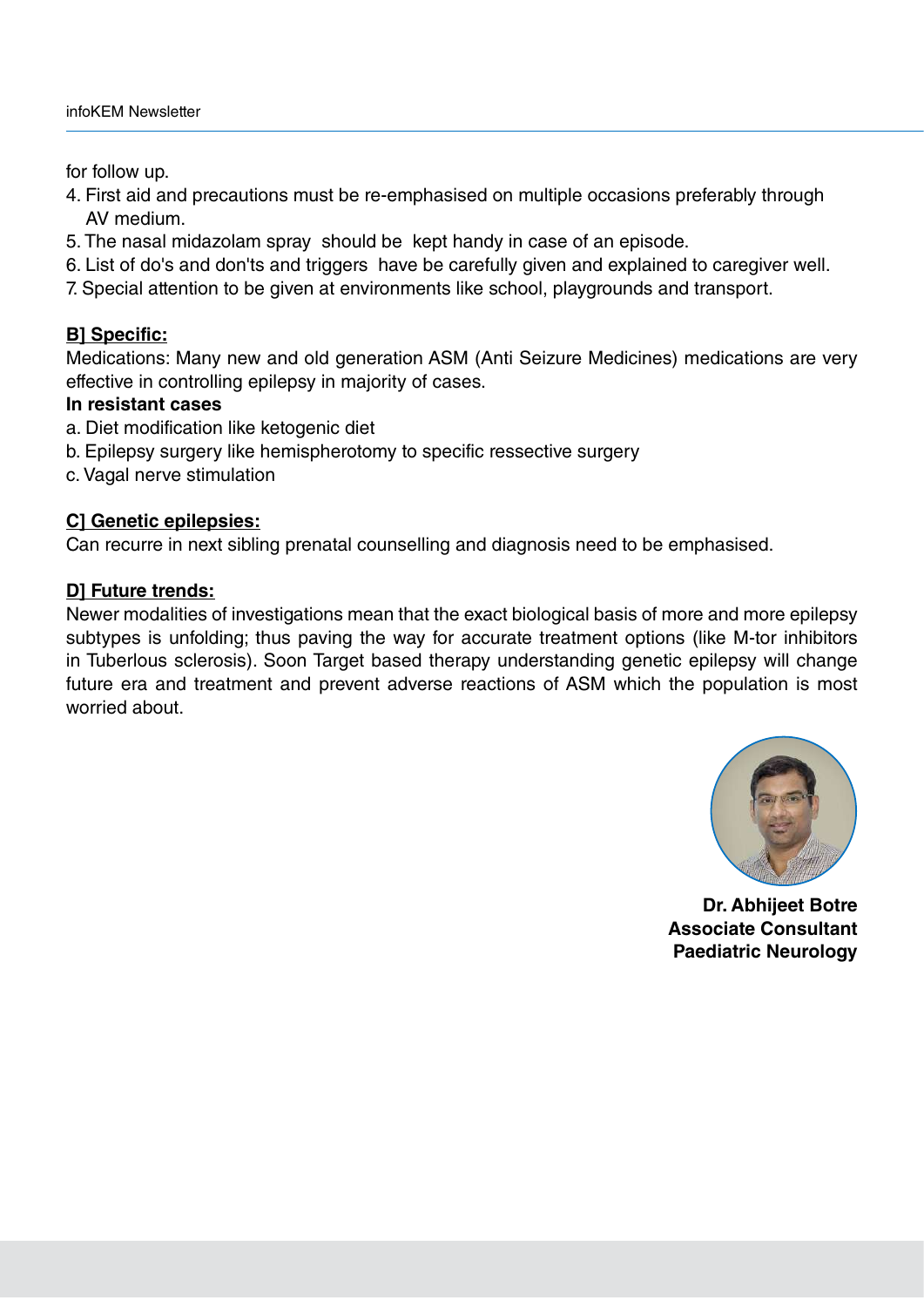for follow up.

4. First aid and precautions must be re-emphasised on multiple occasions preferably through AV medium.
5. The nasal midazolam spray should be kept handy in case of an episode.
6. List of do's and don'ts and triggers have be carefully given and explained to caregiver well.
7. Special attention to be given at environments like school, playgrounds and transport.

**B] Specific:**

Medications: Many new and old generation ASM (Anti Seizure Medicines) medications are very effective in controlling epilepsy in majority of cases.

**In resistant cases**

a. Diet modification like ketogenic diet
b. Epilepsy surgery like hemispherotomy to specific ressective surgery
c. Vagal nerve stimulation

**C] Genetic epilepsies:**

Can recurre in next sibling prenatal counselling and diagnosis need to be emphasised.

**D] Future trends:**

Newer modalities of investigations mean that the exact biological basis of more and more epilepsy subtypes is unfolding; thus paving the way for accurate treatment options (like M-tor inhibitors in Tuberlous sclerosis). Soon Target based therapy understanding genetic epilepsy will change future era and treatment and prevent adverse reactions of ASM which the population is most worried about.

**Dr. Abhijeet Botre**
**Associate Consultant**
**Paediatric Neurology**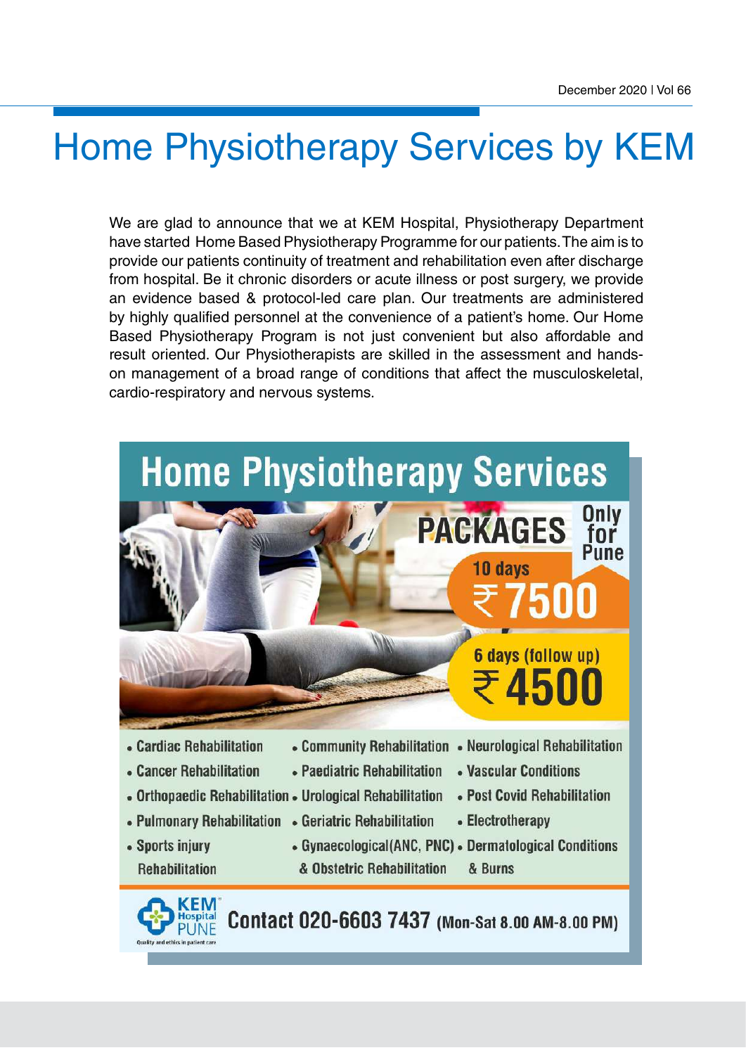# Home Physiotherapy Services by KEM

We are glad to announce that we at KEM Hospital, Physiotherapy Department have started Home Based Physiotherapy Programme for our patients. The aim is to provide our patients continuity of treatment and rehabilitation even after discharge from hospital. Be it chronic disorders or acute illness or post surgery, we provide an evidence based & protocol-led care plan. Our treatments are administered by highly qualified personnel at the convenience of a patient's home. Our Home Based Physiotherapy Program is not just convenient but also affordable and result oriented. Our Physiotherapists are skilled in the assessment and hands-on management of a broad range of conditions that affect the musculoskeletal, cardio-respiratory and nervous systems.

## Home Physiotherapy Services

**PACKAGES** Only for Pune

10 days ₹7500

6 days (follow up) ₹4500

- Cardiac Rehabilitation
- Community Rehabilitation
- Neurological Rehabilitation
- Cancer Rehabilitation
- Paediatric Rehabilitation
- Vascular Conditions
- Orthopaedic Rehabilitation
- Urological Rehabilitation
- Post Covid Rehabilitation
- Pulmonary Rehabilitation
- Geriatric Rehabilitation
- Electrotherapy
- Sports injury Rehabilitation
- Gynaecological (ANC, PNC) & Obstetric Rehabilitation
- Dermatological Conditions & Burns

KEM Hospital PUNE — Quality and ethics in patient care

Contact 020-6603 7437 (Mon-Sat 8.00 AM-8.00 PM)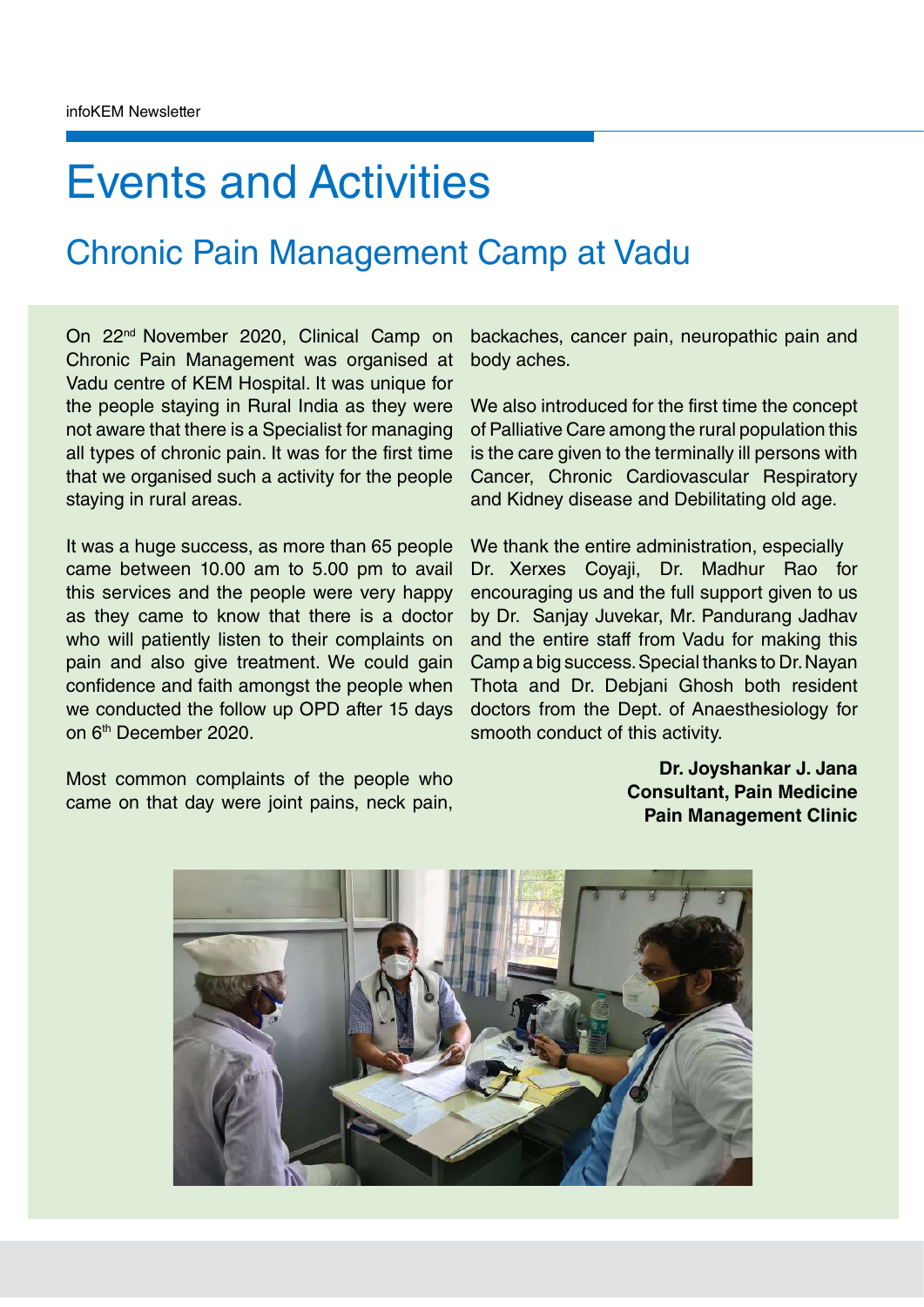# Events and Activities

## Chronic Pain Management Camp at Vadu

On 22nd November 2020, Clinical Camp on Chronic Pain Management was organised at Vadu centre of KEM Hospital. It was unique for the people staying in Rural India as they were not aware that there is a Specialist for managing all types of chronic pain. It was for the first time that we organised such a activity for the people staying in rural areas.

It was a huge success, as more than 65 people came between 10.00 am to 5.00 pm to avail this services and the people were very happy as they came to know that there is a doctor who will patiently listen to their complaints on pain and also give treatment. We could gain confidence and faith amongst the people when we conducted the follow up OPD after 15 days on 6th December 2020.

Most common complaints of the people who came on that day were joint pains, neck pain, backaches, cancer pain, neuropathic pain and body aches.

We also introduced for the first time the concept of Palliative Care among the rural population this is the care given to the terminally ill persons with Cancer, Chronic Cardiovascular Respiratory and Kidney disease and Debilitating old age.

We thank the entire administration, especially Dr. Xerxes Coyaji, Dr. Madhur Rao for encouraging us and the full support given to us by Dr. Sanjay Juvekar, Mr. Pandurang Jadhav and the entire staff from Vadu for making this Camp a big success. Special thanks to Dr. Nayan Thota and Dr. Debjani Ghosh both resident doctors from the Dept. of Anaesthesiology for smooth conduct of this activity.

**Dr. Joyshankar J. Jana**
**Consultant, Pain Medicine**
**Pain Management Clinic**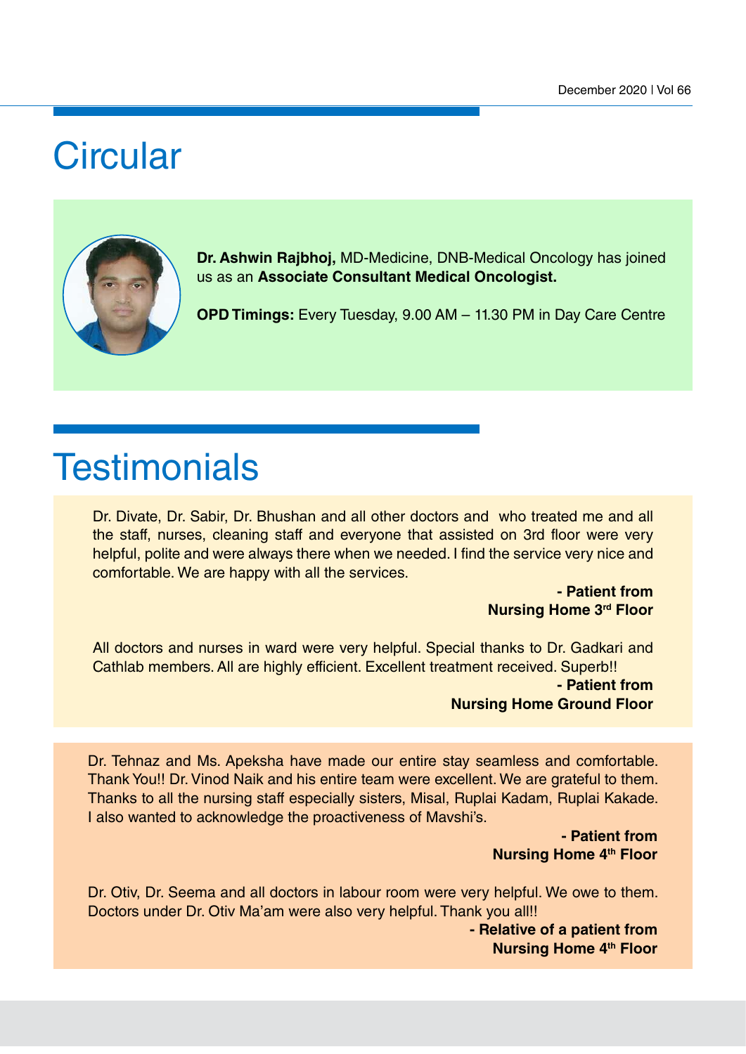# Circular

**Dr. Ashwin Rajbhoj,** MD-Medicine, DNB-Medical Oncology has joined us as an **Associate Consultant Medical Oncologist.**

**OPD Timings:** Every Tuesday, 9.00 AM – 11.30 PM in Day Care Centre

# Testimonials

Dr. Divate, Dr. Sabir, Dr. Bhushan and all other doctors and who treated me and all the staff, nurses, cleaning staff and everyone that assisted on 3rd floor were very helpful, polite and were always there when we needed. I find the service very nice and comfortable. We are happy with all the services.

**- Patient from**
**Nursing Home 3rd Floor**

All doctors and nurses in ward were very helpful. Special thanks to Dr. Gadkari and Cathlab members. All are highly efficient. Excellent treatment received. Superb!!

**- Patient from**
**Nursing Home Ground Floor**

Dr. Tehnaz and Ms. Apeksha have made our entire stay seamless and comfortable. Thank You!! Dr. Vinod Naik and his entire team were excellent. We are grateful to them. Thanks to all the nursing staff especially sisters, Misal, Ruplai Kadam, Ruplai Kakade. I also wanted to acknowledge the proactiveness of Mavshi's.

**- Patient from**
**Nursing Home 4th Floor**

Dr. Otiv, Dr. Seema and all doctors in labour room were very helpful. We owe to them. Doctors under Dr. Otiv Ma'am were also very helpful. Thank you all!!

**- Relative of a patient from**
**Nursing Home 4th Floor**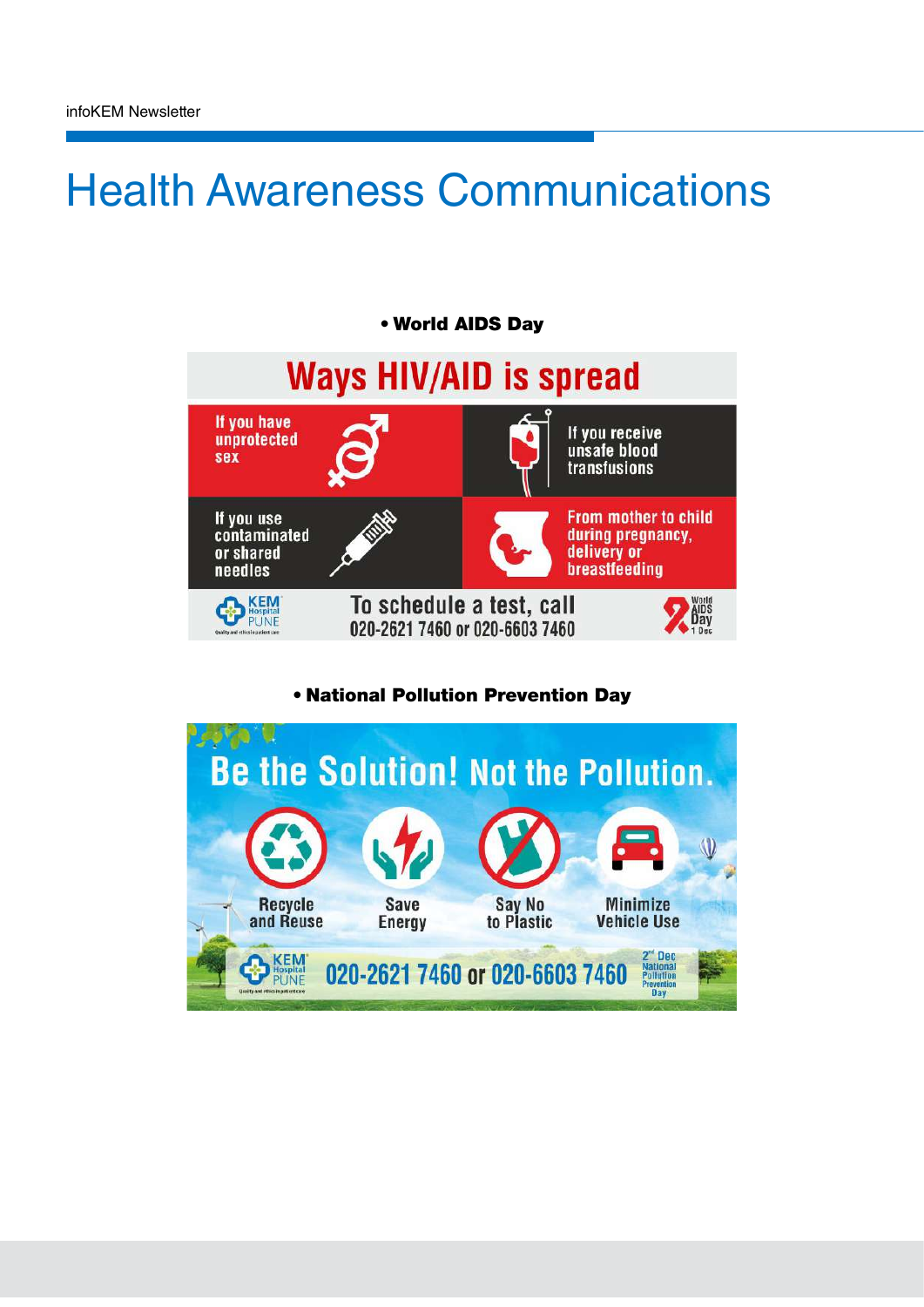# Health Awareness Communications

- **World AIDS Day**

Ways HIV/AID is spread

If you have unprotected sex

If you receive unsafe blood transfusions

If you use contaminated or shared needles

From mother to child during pregnancy, delivery or breastfeeding

KEM Hospital PUNE

To schedule a test, call 020-2621 7460 or 020-6603 7460

World AIDS Day 1 Dec

- **National Pollution Prevention Day**

Be the Solution! Not the Pollution.

Recycle and Reuse

Save Energy

Say No to Plastic

Minimize Vehicle Use

KEM Hospital PUNE

020-2621 7460 or 020-6603 7460

2nd Dec National Pollution Prevention Day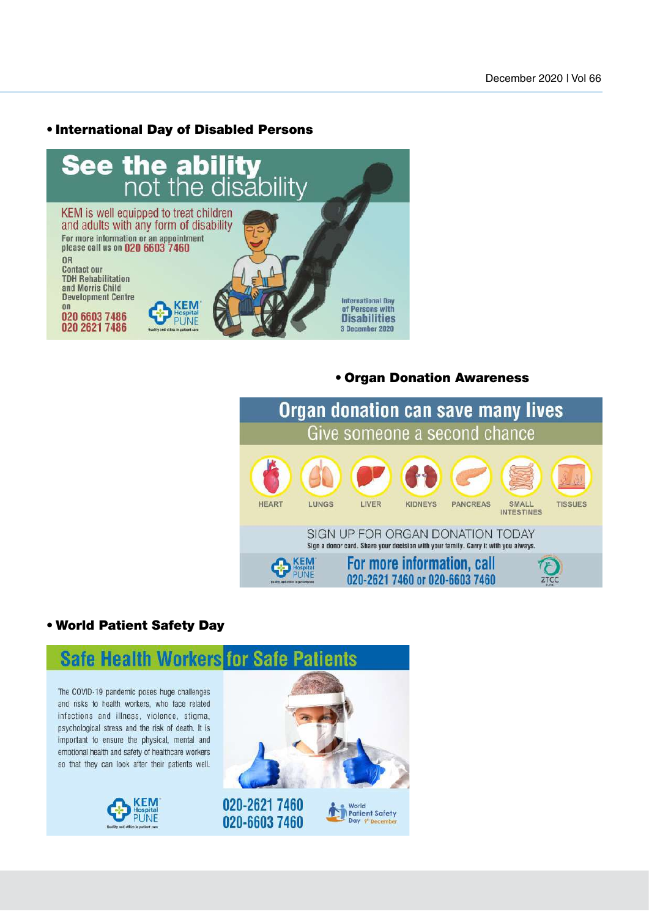- **International Day of Disabled Persons**

**See the ability** not the disability

KEM is well equipped to treat children and adults with any form of disability

For more information or an appointment please call us on 020 6603 7460

OR

Contact our TDH Rehabilitation and Morris Child Development Centre on

020 6603 7486
020 2621 7486

KEM Hospital PUNE
Quality and ethics in patient care

International Day of Persons with Disabilities
3 December 2020

- **Organ Donation Awareness**

Organ donation can save many lives

Give someone a second chance

HEART | LUNGS | LIVER | KIDNEYS | PANCREAS | SMALL INTESTINES | TISSUES

SIGN UP FOR ORGAN DONATION TODAY

Sign a donor card. Share your decision with your family. Carry it with you always.

KEM Hospital PUNE
Quality and ethics in patient care

For more information, call
020-2621 7460 or 020-6603 7460

ZTCC PUNE

- **World Patient Safety Day**

Safe Health Workers for Safe Patients

The COVID-19 pandemic poses huge challenges and risks to health workers, who face related infections and illness, violence, stigma, psychological stress and the risk of death. It is important to ensure the physical, mental and emotional health and safety of healthcare workers so that they can look after their patients well.

KEM Hospital PUNE
Quality and ethics in patient care

020-2621 7460
020-6603 7460

World Patient Safety Day 17th December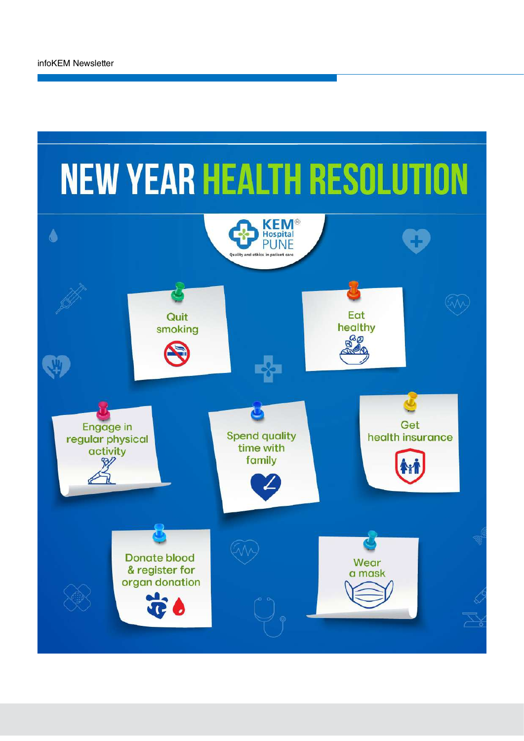# NEW YEAR HEALTH RESOLUTION

KEM® Hospital PUNE

Quality and ethics in patient care

- Quit smoking
- Eat healthy
- Engage in regular physical activity
- Spend quality time with family
- Get health insurance
- Donate blood & register for organ donation
- Wear a mask